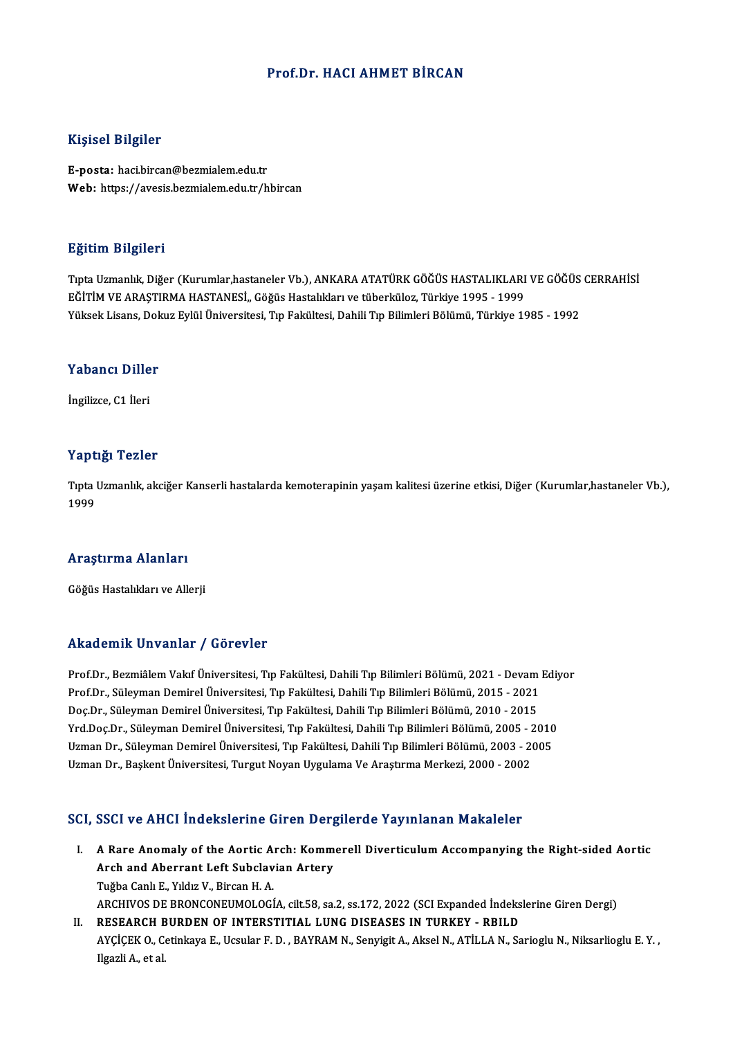# Prof.Dr. HACI AHMET BİRCAN

## Kişisel Bilgiler

**E-posta:** haci.bircan@bezmialem.edu.tr
**Web:** https://avesis.bezmialem.edu.tr/hbircan

## Eğitim Bilgileri

Tıpta Uzmanlık, Diğer (Kurumlar,hastaneler Vb.), ANKARA ATATÜRK GÖĞÜS HASTALIKLARI VE GÖĞÜS CERRAHİSİ EĞİTİM VE ARAŞTIRMA HASTANESİ,, Göğüs Hastalıkları ve tüberküloz, Türkiye 1995 - 1999
Yüksek Lisans, Dokuz Eylül Üniversitesi, Tıp Fakültesi, Dahili Tıp Bilimleri Bölümü, Türkiye 1985 - 1992

## Yabancı Diller

İngilizce, C1 İleri

## Yaptığı Tezler

Tıpta Uzmanlık, akciğer Kanserli hastalarda kemoterapinin yaşam kalitesi üzerine etkisi, Diğer (Kurumlar,hastaneler Vb.), 1999

## Araştırma Alanları

Göğüs Hastalıkları ve Allerji

## Akademik Unvanlar / Görevler

Prof.Dr., Bezmiâlem Vakıf Üniversitesi, Tıp Fakültesi, Dahili Tıp Bilimleri Bölümü, 2021 - Devam Ediyor
Prof.Dr., Süleyman Demirel Üniversitesi, Tıp Fakültesi, Dahili Tıp Bilimleri Bölümü, 2015 - 2021
Doç.Dr., Süleyman Demirel Üniversitesi, Tıp Fakültesi, Dahili Tıp Bilimleri Bölümü, 2010 - 2015
Yrd.Doç.Dr., Süleyman Demirel Üniversitesi, Tıp Fakültesi, Dahili Tıp Bilimleri Bölümü, 2005 - 2010
Uzman Dr., Süleyman Demirel Üniversitesi, Tıp Fakültesi, Dahili Tıp Bilimleri Bölümü, 2003 - 2005
Uzman Dr., Başkent Üniversitesi, Turgut Noyan Uygulama Ve Araştırma Merkezi, 2000 - 2002

## SCI, SSCI ve AHCI İndekslerine Giren Dergilerde Yayınlanan Makaleler

I. **A Rare Anomaly of the Aortic Arch: Kommerell Diverticulum Accompanying the Right-sided Aortic Arch and Aberrant Left Subclavian Artery**
   Tuğba Canlı E., Yıldız V., Bircan H. A.
   ARCHIVOS DE BRONCONEUMOLOGÍA, cilt.58, sa.2, ss.172, 2022 (SCI Expanded İndekslerine Giren Dergi)

II. **RESEARCH BURDEN OF INTERSTITIAL LUNG DISEASES IN TURKEY - RBILD**
   AYÇİÇEK O., Cetinkaya E., Ucsular F. D. , BAYRAM N., Senyigit A., Aksel N., ATİLLA N., Sarioglu N., Niksarlioglu E. Y. , Ilgazli A., et al.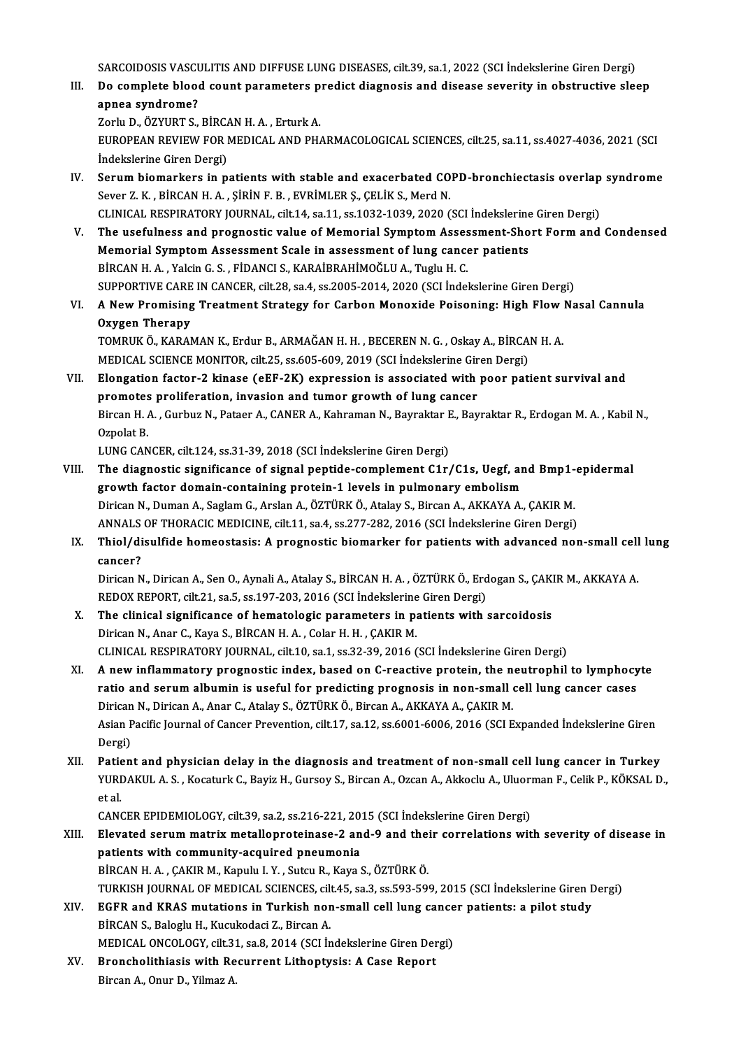SARCOIDOSIS VASCULITIS AND DIFFUSE LUNG DISEASES, cilt.39, sa.1, 2022 (SCI İndekslerine Giren Dergi)

III. **Do complete blood count parameters predict diagnosis and disease severity in obstructive sleep apnea syndrome?**
Zorlu D., ÖZYURT S., BİRCAN H. A. , Erturk A.
EUROPEAN REVIEW FOR MEDICAL AND PHARMACOLOGICAL SCIENCES, cilt.25, sa.11, ss.4027-4036, 2021 (SCI İndekslerine Giren Dergi)

IV. **Serum biomarkers in patients with stable and exacerbated COPD-bronchiectasis overlap syndrome**
Sever Z. K. , BİRCAN H. A. , ŞİRİN F. B. , EVRİMLER Ş., ÇELİK S., Merd N.
CLINICAL RESPIRATORY JOURNAL, cilt.14, sa.11, ss.1032-1039, 2020 (SCI İndekslerine Giren Dergi)

V. **The usefulness and prognostic value of Memorial Symptom Assessment-Short Form and Condensed Memorial Symptom Assessment Scale in assessment of lung cancer patients**
BİRCAN H. A. , Yalcin G. S. , FİDANCI S., KARAİBRAHİMOĞLU A., Tuglu H. C.
SUPPORTIVE CARE IN CANCER, cilt.28, sa.4, ss.2005-2014, 2020 (SCI İndekslerine Giren Dergi)

VI. **A New Promising Treatment Strategy for Carbon Monoxide Poisoning: High Flow Nasal Cannula Oxygen Therapy**
TOMRUK Ö., KARAMAN K., Erdur B., ARMAĞAN H. H. , BECEREN N. G. , Oskay A., BİRCAN H. A.
MEDICAL SCIENCE MONITOR, cilt.25, ss.605-609, 2019 (SCI İndekslerine Giren Dergi)

VII. **Elongation factor-2 kinase (eEF-2K) expression is associated with poor patient survival and promotes proliferation, invasion and tumor growth of lung cancer**
Bircan H. A. , Gurbuz N., Pataer A., CANER A., Kahraman N., Bayraktar E., Bayraktar R., Erdogan M. A. , Kabil N., Ozpolat B.
LUNG CANCER, cilt.124, ss.31-39, 2018 (SCI İndekslerine Giren Dergi)

VIII. **The diagnostic significance of signal peptide-complement C1r/C1s, Uegf, and Bmp1-epidermal growth factor domain-containing protein-1 levels in pulmonary embolism**
Dirican N., Duman A., Saglam G., Arslan A., ÖZTÜRK Ö., Atalay S., Bircan A., AKKAYA A., ÇAKIR M.
ANNALS OF THORACIC MEDICINE, cilt.11, sa.4, ss.277-282, 2016 (SCI İndekslerine Giren Dergi)

IX. **Thiol/disulfide homeostasis: A prognostic biomarker for patients with advanced non-small cell lung cancer?**
Dirican N., Dirican A., Sen O., Aynali A., Atalay S., BİRCAN H. A. , ÖZTÜRK Ö., Erdogan S., ÇAKIR M., AKKAYA A.
REDOX REPORT, cilt.21, sa.5, ss.197-203, 2016 (SCI İndekslerine Giren Dergi)

X. **The clinical significance of hematologic parameters in patients with sarcoidosis**
Dirican N., Anar C., Kaya S., BİRCAN H. A. , Colar H. H. , ÇAKIR M.
CLINICAL RESPIRATORY JOURNAL, cilt.10, sa.1, ss.32-39, 2016 (SCI İndekslerine Giren Dergi)

XI. **A new inflammatory prognostic index, based on C-reactive protein, the neutrophil to lymphocyte ratio and serum albumin is useful for predicting prognosis in non-small cell lung cancer cases**
Dirican N., Dirican A., Anar C., Atalay S., ÖZTÜRK Ö., Bircan A., AKKAYA A., ÇAKIR M.
Asian Pacific Journal of Cancer Prevention, cilt.17, sa.12, ss.6001-6006, 2016 (SCI Expanded İndekslerine Giren Dergi)

XII. **Patient and physician delay in the diagnosis and treatment of non-small cell lung cancer in Turkey**
YURDAKUL A. S. , Kocaturk C., Bayiz H., Gursoy S., Bircan A., Ozcan A., Akkoclu A., Uluorman F., Celik P., KÖKSAL D., et al.
CANCER EPIDEMIOLOGY, cilt.39, sa.2, ss.216-221, 2015 (SCI İndekslerine Giren Dergi)

XIII. **Elevated serum matrix metalloproteinase-2 and-9 and their correlations with severity of disease in patients with community-acquired pneumonia**
BİRCAN H. A. , ÇAKIR M., Kapulu I. Y. , Sutcu R., Kaya S., ÖZTÜRK Ö.
TURKISH JOURNAL OF MEDICAL SCIENCES, cilt.45, sa.3, ss.593-599, 2015 (SCI İndekslerine Giren Dergi)

XIV. **EGFR and KRAS mutations in Turkish non-small cell lung cancer patients: a pilot study**
BİRCAN S., Baloglu H., Kucukodaci Z., Bircan A.
MEDICAL ONCOLOGY, cilt.31, sa.8, 2014 (SCI İndekslerine Giren Dergi)

XV. **Broncholithiasis with Recurrent Lithoptysis: A Case Report**
Bircan A., Onur D., Yilmaz A.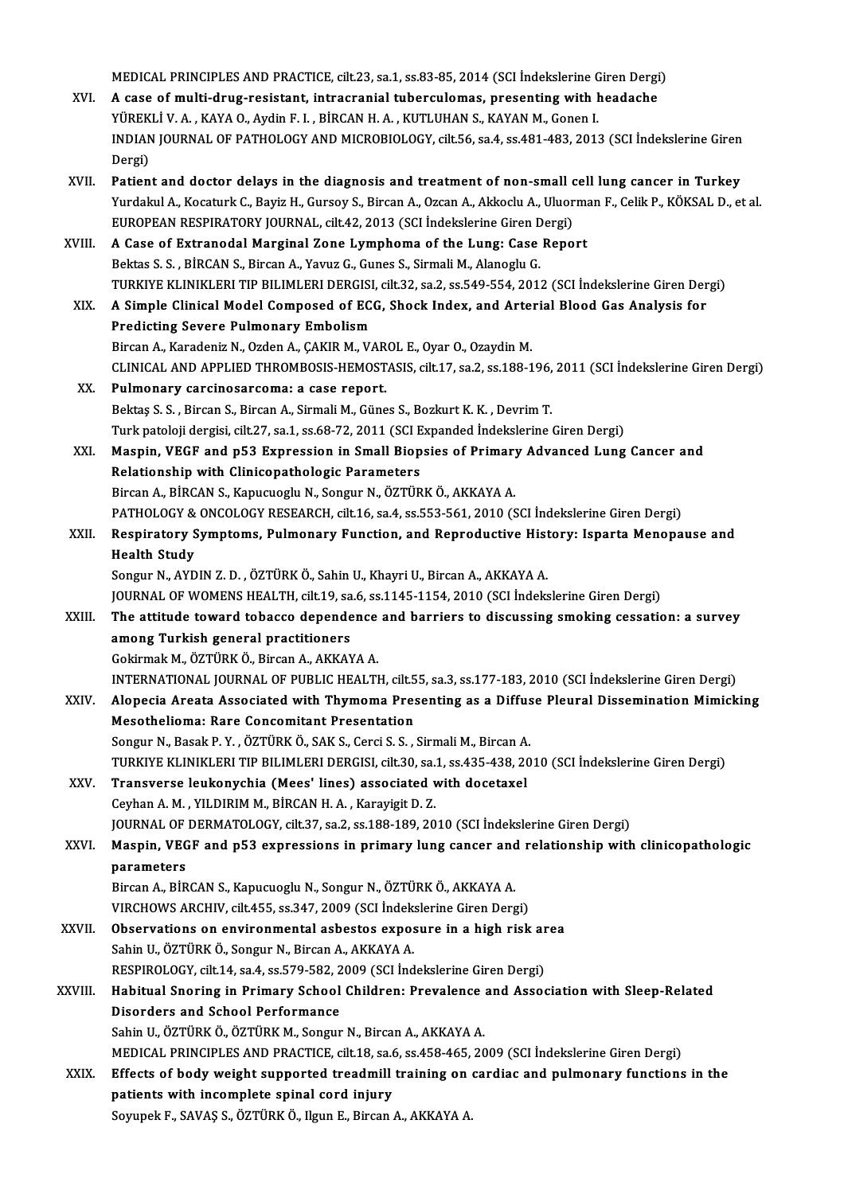MEDICAL PRINCIPLES AND PRACTICE, cilt.23, sa.1, ss.83-85, 2014 (SCI İndekslerine Giren Dergi)

XVI. **A case of multi-drug-resistant, intracranial tuberculomas, presenting with headache**
YÜREKLİ V. A. , KAYA O., Aydin F. I. , BİRCAN H. A. , KUTLUHAN S., KAYAN M., Gonen I.
INDIAN JOURNAL OF PATHOLOGY AND MICROBIOLOGY, cilt.56, sa.4, ss.481-483, 2013 (SCI İndekslerine Giren Dergi)

XVII. **Patient and doctor delays in the diagnosis and treatment of non-small cell lung cancer in Turkey**
Yurdakul A., Kocaturk C., Bayiz H., Gursoy S., Bircan A., Ozcan A., Akkoclu A., Uluorman F., Celik P., KÖKSAL D., et al.
EUROPEAN RESPIRATORY JOURNAL, cilt.42, 2013 (SCI İndekslerine Giren Dergi)

XVIII. **A Case of Extranodal Marginal Zone Lymphoma of the Lung: Case Report**
Bektas S. S. , BİRCAN S., Bircan A., Yavuz G., Gunes S., Sirmali M., Alanoglu G.
TURKIYE KLINIKLERI TIP BILIMLERI DERGISI, cilt.32, sa.2, ss.549-554, 2012 (SCI İndekslerine Giren Dergi)

XIX. **A Simple Clinical Model Composed of ECG, Shock Index, and Arterial Blood Gas Analysis for Predicting Severe Pulmonary Embolism**
Bircan A., Karadeniz N., Ozden A., ÇAKIR M., VAROL E., Oyar O., Ozaydin M.
CLINICAL AND APPLIED THROMBOSIS-HEMOSTASIS, cilt.17, sa.2, ss.188-196, 2011 (SCI İndekslerine Giren Dergi)

XX. **Pulmonary carcinosarcoma: a case report.**
Bektaş S. S. , Bircan S., Bircan A., Sirmali M., Güneş S., Bozkurt K. K. , Devrim T.
Turk patoloji dergisi, cilt.27, sa.1, ss.68-72, 2011 (SCI Expanded İndekslerine Giren Dergi)

XXI. **Maspin, VEGF and p53 Expression in Small Biopsies of Primary Advanced Lung Cancer and Relationship with Clinicopathologic Parameters**
Bircan A., BİRCAN S., Kapucuoglu N., Songur N., ÖZTÜRK Ö., AKKAYA A.
PATHOLOGY & ONCOLOGY RESEARCH, cilt.16, sa.4, ss.553-561, 2010 (SCI İndekslerine Giren Dergi)

XXII. **Respiratory Symptoms, Pulmonary Function, and Reproductive History: Isparta Menopause and Health Study**
Songur N., AYDIN Z. D. , ÖZTÜRK Ö., Sahin U., Khayri U., Bircan A., AKKAYA A.
JOURNAL OF WOMENS HEALTH, cilt.19, sa.6, ss.1145-1154, 2010 (SCI İndekslerine Giren Dergi)

XXIII. **The attitude toward tobacco dependence and barriers to discussing smoking cessation: a survey among Turkish general practitioners**
Gokirmak M., ÖZTÜRK Ö., Bircan A., AKKAYA A.
INTERNATIONAL JOURNAL OF PUBLIC HEALTH, cilt.55, sa.3, ss.177-183, 2010 (SCI İndekslerine Giren Dergi)

XXIV. **Alopecia Areata Associated with Thymoma Presenting as a Diffuse Pleural Dissemination Mimicking Mesothelioma: Rare Concomitant Presentation**
Songur N., Basak P. Y. , ÖZTÜRK Ö., SAK S., Cerci S. S. , Sirmali M., Bircan A.
TURKIYE KLINIKLERI TIP BILIMLERI DERGISI, cilt.30, sa.1, ss.435-438, 2010 (SCI İndekslerine Giren Dergi)

XXV. **Transverse leukonychia (Mees' lines) associated with docetaxel**
Ceyhan A. M. , YILDIRIM M., BİRCAN H. A. , Karayigit D. Z.
JOURNAL OF DERMATOLOGY, cilt.37, sa.2, ss.188-189, 2010 (SCI İndekslerine Giren Dergi)

XXVI. **Maspin, VEGF and p53 expressions in primary lung cancer and relationship with clinicopathologic parameters**
Bircan A., BİRCAN S., Kapucuoglu N., Songur N., ÖZTÜRK Ö., AKKAYA A.
VIRCHOWS ARCHIV, cilt.455, ss.347, 2009 (SCI İndekslerine Giren Dergi)

XXVII. **Observations on environmental asbestos exposure in a high risk area**
Sahin U., ÖZTÜRK Ö., Songur N., Bircan A., AKKAYA A.
RESPIROLOGY, cilt.14, sa.4, ss.579-582, 2009 (SCI İndekslerine Giren Dergi)

XXVIII. **Habitual Snoring in Primary School Children: Prevalence and Association with Sleep-Related Disorders and School Performance**
Sahin U., ÖZTÜRK Ö., ÖZTÜRK M., Songur N., Bircan A., AKKAYA A.
MEDICAL PRINCIPLES AND PRACTICE, cilt.18, sa.6, ss.458-465, 2009 (SCI İndekslerine Giren Dergi)

XXIX. **Effects of body weight supported treadmill training on cardiac and pulmonary functions in the patients with incomplete spinal cord injury**
Soyupek F., SAVAŞ S., ÖZTÜRK Ö., Ilgun E., Bircan A., AKKAYA A.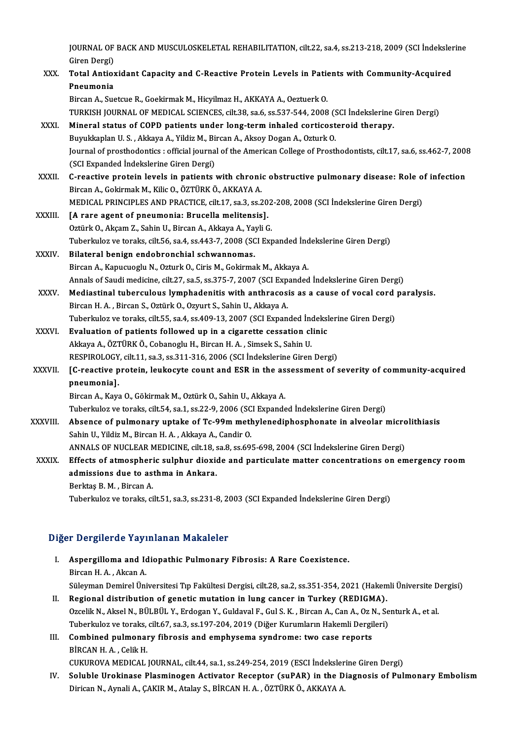JOURNAL OF BACK AND MUSCULOSKELETAL REHABILITATION, cilt.22, sa.4, ss.213-218, 2009 (SCI İndekslerine Giren Dergi)

XXX. **Total Antioxidant Capacity and C-Reactive Protein Levels in Patients with Community-Acquired Pneumonia**
Bircan A., Suetcue R., Goekirmak M., Hicyilmaz H., AKKAYA A., Oeztuerk O.
TURKISH JOURNAL OF MEDICAL SCIENCES, cilt.38, sa.6, ss.537-544, 2008 (SCI İndekslerine Giren Dergi)

XXXI. **Mineral status of COPD patients under long-term inhaled corticosteroid therapy.**
Buyukkaplan U. S. , Akkaya A., Yildiz M., Bircan A., Aksoy Dogan A., Ozturk O.
Journal of prosthodontics : official journal of the American College of Prosthodontists, cilt.17, sa.6, ss.462-7, 2008 (SCI Expanded İndekslerine Giren Dergi)

XXXII. **C-reactive protein levels in patients with chronic obstructive pulmonary disease: Role of infection**
Bircan A., Gokirmak M., Kilic O., ÖZTÜRK Ö., AKKAYA A.
MEDICAL PRINCIPLES AND PRACTICE, cilt.17, sa.3, ss.202-208, 2008 (SCI İndekslerine Giren Dergi)

XXXIII. **[A rare agent of pneumonia: Brucella melitensis].**
Oztürk O., Akçam Z., Sahin U., Bircan A., Akkaya A., Yayli G.
Tuberkuloz ve toraks, cilt.56, sa.4, ss.443-7, 2008 (SCI Expanded İndekslerine Giren Dergi)

XXXIV. **Bilateral benign endobronchial schwannomas.**
Bircan A., Kapucuoglu N., Ozturk O., Ciris M., Gokirmak M., Akkaya A.
Annals of Saudi medicine, cilt.27, sa.5, ss.375-7, 2007 (SCI Expanded İndekslerine Giren Dergi)

XXXV. **Mediastinal tuberculous lymphadenitis with anthracosis as a cause of vocal cord paralysis.**
Bircan H. A. , Bircan S., Oztürk O., Ozyurt S., Sahin U., Akkaya A.
Tuberkuloz ve toraks, cilt.55, sa.4, ss.409-13, 2007 (SCI Expanded İndekslerine Giren Dergi)

XXXVI. **Evaluation of patients followed up in a cigarette cessation clinic**
Akkaya A., ÖZTÜRK Ö., Cobanoglu H., Bircan H. A. , Simsek S., Sahin U.
RESPIROLOGY, cilt.11, sa.3, ss.311-316, 2006 (SCI İndekslerine Giren Dergi)

XXXVII. **[C-reactive protein, leukocyte count and ESR in the assessment of severity of community-acquired pneumonia].**
Bircan A., Kaya O., Gökirmak M., Oztürk O., Sahin U., Akkaya A.
Tuberkuloz ve toraks, cilt.54, sa.1, ss.22-9, 2006 (SCI Expanded İndekslerine Giren Dergi)

XXXVIII. **Absence of pulmonary uptake of Tc-99m methylenediphosphonate in alveolar microlithiasis**
Sahin U., Yildiz M., Bircan H. A. , Akkaya A., Candir O.
ANNALS OF NUCLEAR MEDICINE, cilt.18, sa.8, ss.695-698, 2004 (SCI İndekslerine Giren Dergi)

XXXIX. **Effects of atmospheric sulphur dioxide and particulate matter concentrations on emergency room admissions due to asthma in Ankara.**
Berktaş B. M. , Bircan A.
Tuberkuloz ve toraks, cilt.51, sa.3, ss.231-8, 2003 (SCI Expanded İndekslerine Giren Dergi)

## Diğer Dergilerde Yayınlanan Makaleler

I. **Aspergilloma and Idiopathic Pulmonary Fibrosis: A Rare Coexistence.**
Bircan H. A. , Akcan A.
Süleyman Demirel Üniversitesi Tıp Fakültesi Dergisi, cilt.28, sa.2, ss.351-354, 2021 (Hakemli Üniversite Dergisi)

II. **Regional distribution of genetic mutation in lung cancer in Turkey (REDIGMA).**
Ozcelik N., Aksel N., BÜLBÜL Y., Erdogan Y., Guldaval F., Gul S. K. , Bircan A., Can A., Oz N., Senturk A., et al.
Tuberkuloz ve toraks, cilt.67, sa.3, ss.197-204, 2019 (Diğer Kurumların Hakemli Dergileri)

III. **Combined pulmonary fibrosis and emphysema syndrome: two case reports**
BİRCAN H. A. , Celik H.
CUKUROVA MEDICAL JOURNAL, cilt.44, sa.1, ss.249-254, 2019 (ESCI İndekslerine Giren Dergi)

IV. **Soluble Urokinase Plasminogen Activator Receptor (suPAR) in the Diagnosis of Pulmonary Embolism**
Dirican N., Aynali A., ÇAKIR M., Atalay S., BİRCAN H. A. , ÖZTÜRK Ö., AKKAYA A.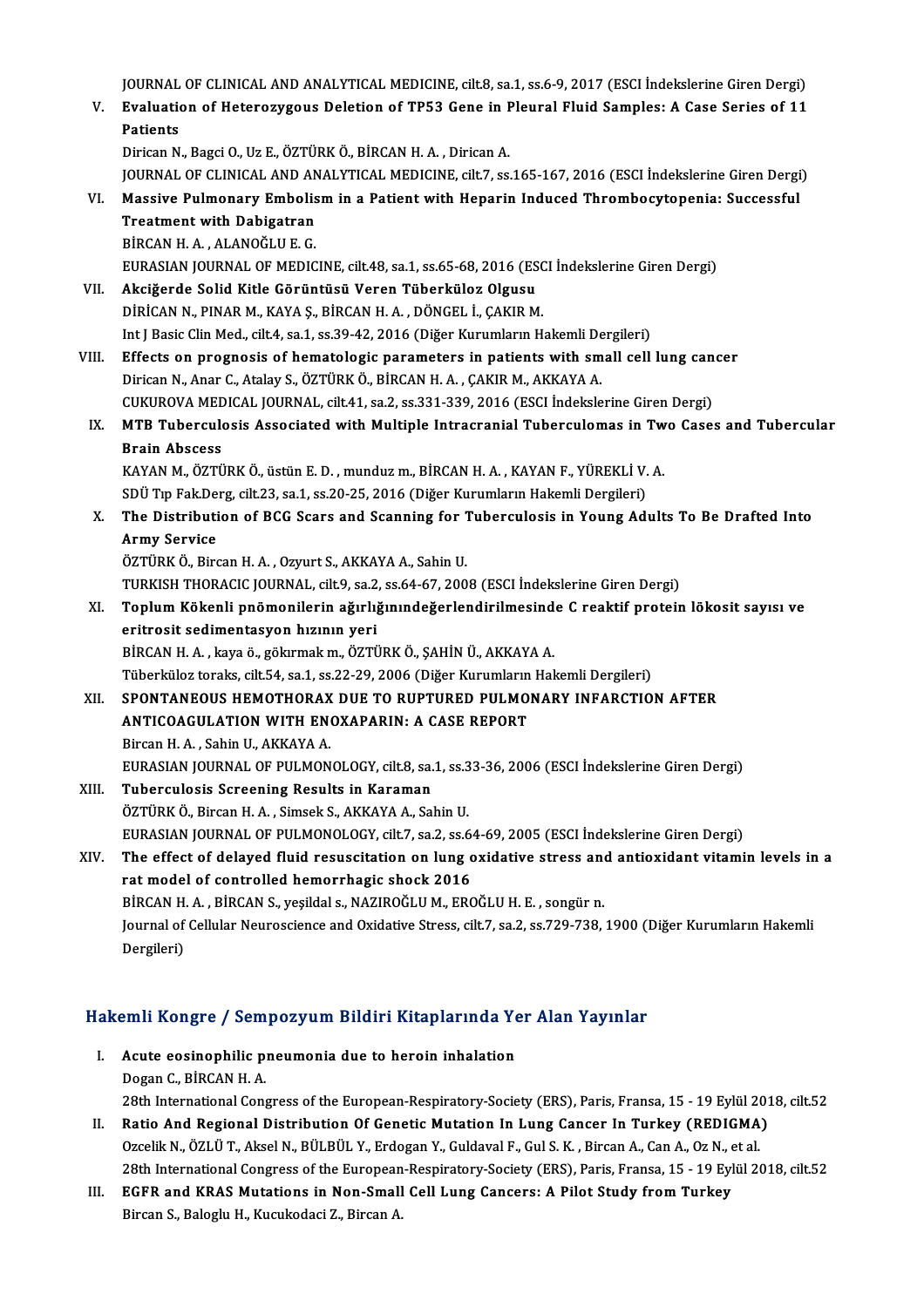JOURNAL OF CLINICAL AND ANALYTICAL MEDICINE, cilt.8, sa.1, ss.6-9, 2017 (ESCI İndekslerine Giren Dergi)

V. **Evaluation of Heterozygous Deletion of TP53 Gene in Pleural Fluid Samples: A Case Series of 11 Patients**
Dirican N., Bagci O., Uz E., ÖZTÜRK Ö., BİRCAN H. A. , Dirican A.
JOURNAL OF CLINICAL AND ANALYTICAL MEDICINE, cilt.7, ss.165-167, 2016 (ESCI İndekslerine Giren Dergi)

VI. **Massive Pulmonary Embolism in a Patient with Heparin Induced Thrombocytopenia: Successful Treatment with Dabigatran**
BİRCAN H. A. , ALANOĞLU E. G.
EURASIAN JOURNAL OF MEDICINE, cilt.48, sa.1, ss.65-68, 2016 (ESCI İndekslerine Giren Dergi)

VII. **Akciğerde Solid Kitle Görüntüsü Veren Tüberküloz Olgusu**
DİRİCAN N., PINAR M., KAYA Ş., BİRCAN H. A. , DÖNGEL İ., ÇAKIR M.
Int J Basic Clin Med., cilt.4, sa.1, ss.39-42, 2016 (Diğer Kurumların Hakemli Dergileri)

VIII. **Effects on prognosis of hematologic parameters in patients with small cell lung cancer**
Dirican N., Anar C., Atalay S., ÖZTÜRK Ö., BİRCAN H. A. , ÇAKIR M., AKKAYA A.
CUKUROVA MEDICAL JOURNAL, cilt.41, sa.2, ss.331-339, 2016 (ESCI İndekslerine Giren Dergi)

IX. **MTB Tuberculosis Associated with Multiple Intracranial Tuberculomas in Two Cases and Tubercular Brain Abscess**
KAYAN M., ÖZTÜRK Ö., üstün E. D. , munduz m., BİRCAN H. A. , KAYAN F., YÜREKLİ V. A.
SDÜ Tıp Fak.Derg, cilt.23, sa.1, ss.20-25, 2016 (Diğer Kurumların Hakemli Dergileri)

X. **The Distribution of BCG Scars and Scanning for Tuberculosis in Young Adults To Be Drafted Into Army Service**
ÖZTÜRK Ö., Bircan H. A. , Ozyurt S., AKKAYA A., Sahin U.
TURKISH THORACIC JOURNAL, cilt.9, sa.2, ss.64-67, 2008 (ESCI İndekslerine Giren Dergi)

XI. **Toplum Kökenli pnömonilerin ağırlığınındeğerlendirilmesinde C reaktif protein lökosit sayısı ve eritrosit sedimentasyon hızının yeri**
BİRCAN H. A. , kaya ö., gökırmak m., ÖZTÜRK Ö., ŞAHİN Ü., AKKAYA A.
Tüberküloz toraks, cilt.54, sa.1, ss.22-29, 2006 (Diğer Kurumların Hakemli Dergileri)

XII. **SPONTANEOUS HEMOTHORAX DUE TO RUPTURED PULMONARY INFARCTION AFTER ANTICOAGULATION WITH ENOXAPARIN: A CASE REPORT**
Bircan H. A. , Sahin U., AKKAYA A.
EURASIAN JOURNAL OF PULMONOLOGY, cilt.8, sa.1, ss.33-36, 2006 (ESCI İndekslerine Giren Dergi)

XIII. **Tuberculosis Screening Results in Karaman**
ÖZTÜRK Ö., Bircan H. A. , Simsek S., AKKAYA A., Sahin U.
EURASIAN JOURNAL OF PULMONOLOGY, cilt.7, sa.2, ss.64-69, 2005 (ESCI İndekslerine Giren Dergi)

XIV. **The effect of delayed fluid resuscitation on lung oxidative stress and antioxidant vitamin levels in a rat model of controlled hemorrhagic shock 2016**
BİRCAN H. A. , BİRCAN S., yeşildal s., NAZIROĞLU M., EROĞLU H. E. , songür n.
Journal of Cellular Neuroscience and Oxidative Stress, cilt.7, sa.2, ss.729-738, 1900 (Diğer Kurumların Hakemli Dergileri)

## Hakemli Kongre / Sempozyum Bildiri Kitaplarında Yer Alan Yayınlar

I. **Acute eosinophilic pneumonia due to heroin inhalation**
Dogan C., BİRCAN H. A.
28th International Congress of the European-Respiratory-Society (ERS), Paris, Fransa, 15 - 19 Eylül 2018, cilt.52

II. **Ratio And Regional Distribution Of Genetic Mutation In Lung Cancer In Turkey (REDIGMA)**
Ozcelik N., ÖZLÜ T., Aksel N., BÜLBÜL Y., Erdogan Y., Guldaval F., Gul S. K. , Bircan A., Can A., Oz N., et al.
28th International Congress of the European-Respiratory-Society (ERS), Paris, Fransa, 15 - 19 Eylül 2018, cilt.52

III. **EGFR and KRAS Mutations in Non-Small Cell Lung Cancers: A Pilot Study from Turkey**
Bircan S., Baloglu H., Kucukodaci Z., Bircan A.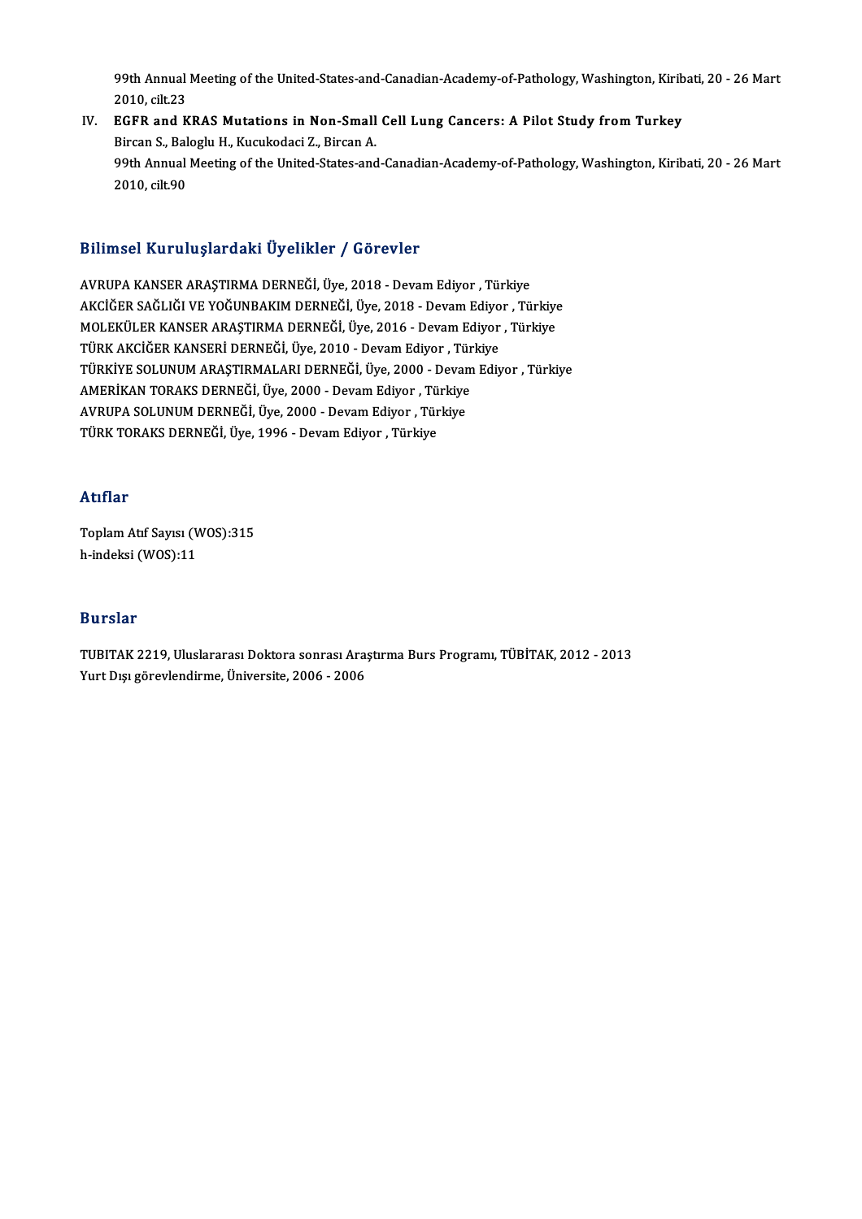99th Annual Meeting of the United-States-and-Canadian-Academy-of-Pathology, Washington, Kiribati, 20 - 26 Mart 2010, cilt.23

IV. **EGFR and KRAS Mutations in Non-Small Cell Lung Cancers: A Pilot Study from Turkey**
Bircan S., Baloglu H., Kucukodaci Z., Bircan A.
99th Annual Meeting of the United-States-and-Canadian-Academy-of-Pathology, Washington, Kiribati, 20 - 26 Mart 2010, cilt.90

## Bilimsel Kuruluşlardaki Üyelikler / Görevler

AVRUPA KANSER ARAŞTIRMA DERNEĞİ, Üye, 2018 - Devam Ediyor , Türkiye
AKCİĞER SAĞLIĞI VE YOĞUNBAKIM DERNEĞİ, Üye, 2018 - Devam Ediyor , Türkiye
MOLEKÜLER KANSER ARAŞTIRMA DERNEĞİ, Üye, 2016 - Devam Ediyor , Türkiye
TÜRK AKCİĞER KANSERİ DERNEĞİ, Üye, 2010 - Devam Ediyor , Türkiye
TÜRKİYE SOLUNUM ARAŞTIRMALARI DERNEĞİ, Üye, 2000 - Devam Ediyor , Türkiye
AMERİKAN TORAKS DERNEĞİ, Üye, 2000 - Devam Ediyor , Türkiye
AVRUPA SOLUNUM DERNEĞİ, Üye, 2000 - Devam Ediyor , Türkiye
TÜRK TORAKS DERNEĞİ, Üye, 1996 - Devam Ediyor , Türkiye

## Atıflar

Toplam Atıf Sayısı (WOS):315
h-indeksi (WOS):11

## Burslar

TUBITAK 2219, Uluslararası Doktora sonrası Araştırma Burs Programı, TÜBİTAK, 2012 - 2013
Yurt Dışı görevlendirme, Üniversite, 2006 - 2006